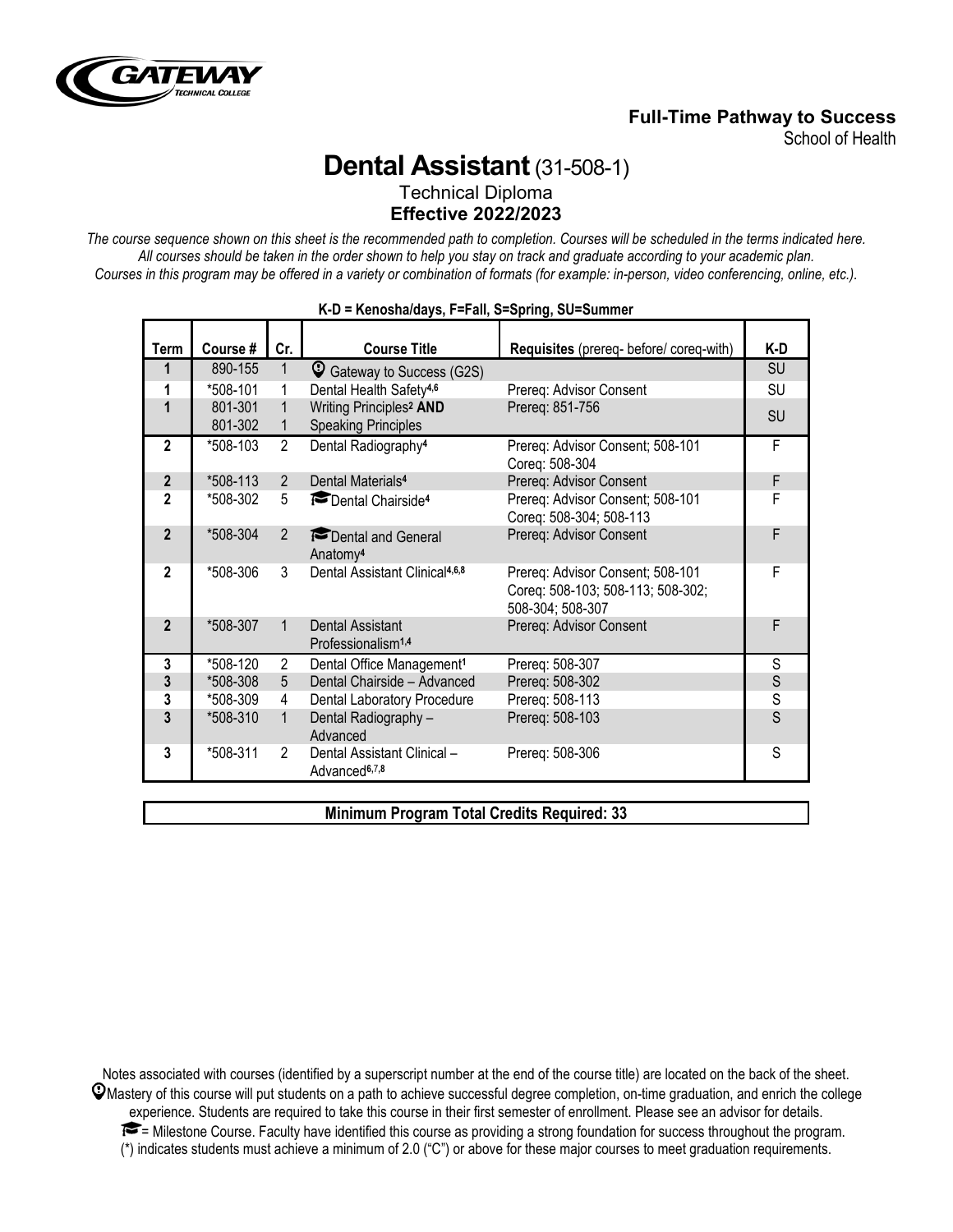GATEWAY TECHNICAL COLLEGE

**Full-Time Pathway to Success**
School of Health

# Dental Assistant (31-508-1)

Technical Diploma
**Effective 2022/2023**

*The course sequence shown on this sheet is the recommended path to completion. Courses will be scheduled in the terms indicated here. All courses should be taken in the order shown to help you stay on track and graduate according to your academic plan. Courses in this program may be offered in a variety or combination of formats (for example: in-person, video conferencing, online, etc.).*

**K-D = Kenosha/days, F=Fall, S=Spring, SU=Summer**

| Term | Course # | Cr. | Course Title | Requisites (prereq- before/ coreq-with) | K-D |
|---|---|---|---|---|---|
| 1 | 890-155 | 1 | Gateway to Success (G2S) | | SU |
| 1 | *508-101 | 1 | Dental Health Safety[4,6] | Prereq: Advisor Consent | SU |
| 1 | 801-301<br>801-302 | 1<br>1 | Writing Principles[2] **AND**<br>Speaking Principles | Prereq: 851-756 | SU |
| 2 | *508-103 | 2 | Dental Radiography[4] | Prereq: Advisor Consent; 508-101<br>Coreq: 508-304 | F |
| 2 | *508-113 | 2 | Dental Materials[4] | Prereq: Advisor Consent | F |
| 2 | *508-302 | 5 | Dental Chairside[4] | Prereq: Advisor Consent; 508-101<br>Coreq: 508-304; 508-113 | F |
| 2 | *508-304 | 2 | Dental and General Anatomy[4] | Prereq: Advisor Consent | F |
| 2 | *508-306 | 3 | Dental Assistant Clinical[4,6,8] | Prereq: Advisor Consent; 508-101<br>Coreq: 508-103; 508-113; 508-302; 508-304; 508-307 | F |
| 2 | *508-307 | 1 | Dental Assistant Professionalism[1,4] | Prereq: Advisor Consent | F |
| 3 | *508-120 | 2 | Dental Office Management[1] | Prereq: 508-307 | S |
| 3 | *508-308 | 5 | Dental Chairside – Advanced | Prereq: 508-302 | S |
| 3 | *508-309 | 4 | Dental Laboratory Procedure | Prereq: 508-113 | S |
| 3 | *508-310 | 1 | Dental Radiography – Advanced | Prereq: 508-103 | S |
| 3 | *508-311 | 2 | Dental Assistant Clinical – Advanced[6,7,8] | Prereq: 508-306 | S |

**Minimum Program Total Credits Required: 33**

Notes associated with courses (identified by a superscript number at the end of the course title) are located on the back of the sheet.

Mastery of this course will put students on a path to achieve successful degree completion, on-time graduation, and enrich the college experience. Students are required to take this course in their first semester of enrollment. Please see an advisor for details.

= Milestone Course. Faculty have identified this course as providing a strong foundation for success throughout the program.

(*) indicates students must achieve a minimum of 2.0 ("C") or above for these major courses to meet graduation requirements.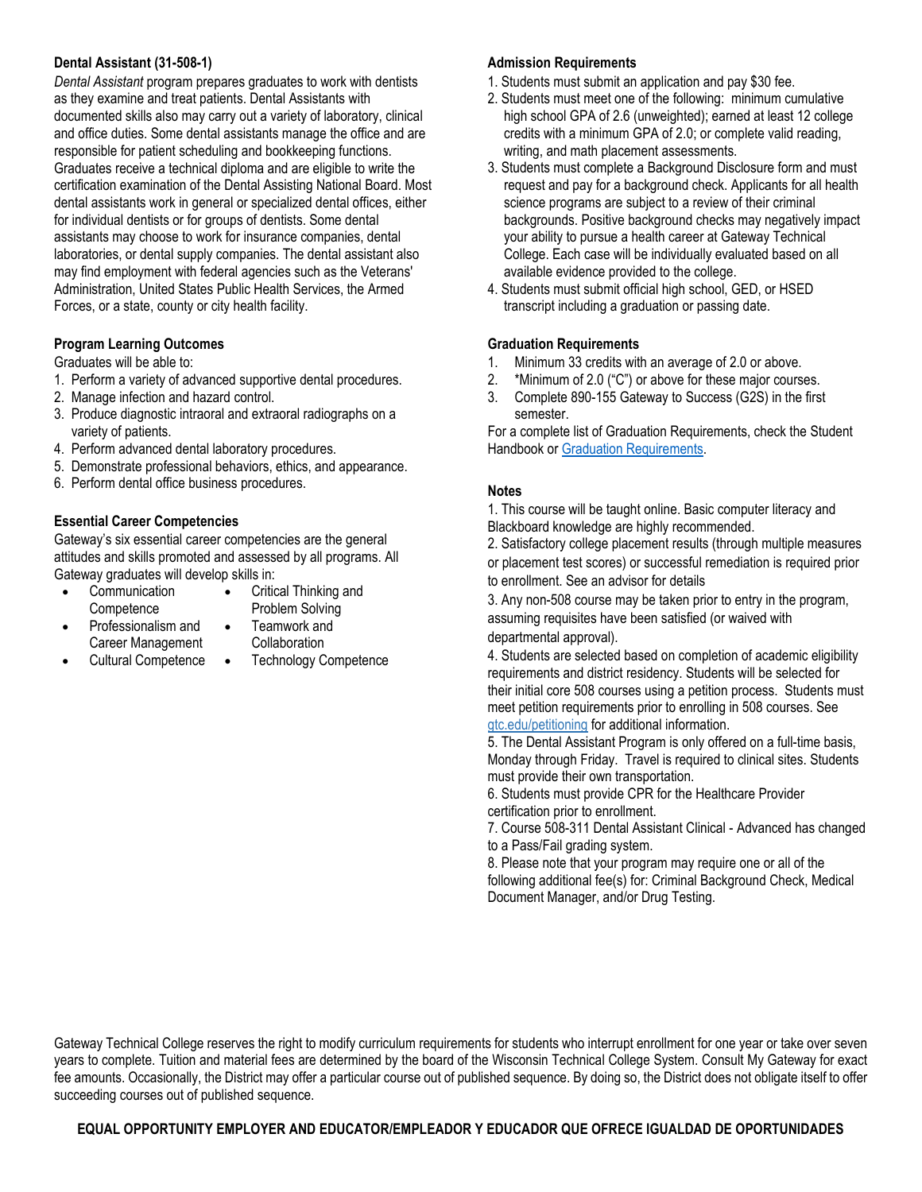## Dental Assistant (31-508-1)

*Dental Assistant* program prepares graduates to work with dentists as they examine and treat patients. Dental Assistants with documented skills also may carry out a variety of laboratory, clinical and office duties. Some dental assistants manage the office and are responsible for patient scheduling and bookkeeping functions. Graduates receive a technical diploma and are eligible to write the certification examination of the Dental Assisting National Board. Most dental assistants work in general or specialized dental offices, either for individual dentists or for groups of dentists. Some dental assistants may choose to work for insurance companies, dental laboratories, or dental supply companies. The dental assistant also may find employment with federal agencies such as the Veterans' Administration, United States Public Health Services, the Armed Forces, or a state, county or city health facility.

### Program Learning Outcomes

Graduates will be able to:

1. Perform a variety of advanced supportive dental procedures.
2. Manage infection and hazard control.
3. Produce diagnostic intraoral and extraoral radiographs on a variety of patients.
4. Perform advanced dental laboratory procedures.
5. Demonstrate professional behaviors, ethics, and appearance.
6. Perform dental office business procedures.

### Essential Career Competencies

Gateway's six essential career competencies are the general attitudes and skills promoted and assessed by all programs. All Gateway graduates will develop skills in:

- Communication Competence
- Professionalism and Career Management
- Cultural Competence
- Critical Thinking and Problem Solving
- Teamwork and Collaboration
- Technology Competence

### Admission Requirements

1. Students must submit an application and pay $30 fee.
2. Students must meet one of the following: minimum cumulative high school GPA of 2.6 (unweighted); earned at least 12 college credits with a minimum GPA of 2.0; or complete valid reading, writing, and math placement assessments.
3. Students must complete a Background Disclosure form and must request and pay for a background check. Applicants for all health science programs are subject to a review of their criminal backgrounds. Positive background checks may negatively impact your ability to pursue a health career at Gateway Technical College. Each case will be individually evaluated based on all available evidence provided to the college.
4. Students must submit official high school, GED, or HSED transcript including a graduation or passing date.

### Graduation Requirements

1. Minimum 33 credits with an average of 2.0 or above.
2. *Minimum of 2.0 ("C") or above for these major courses.
3. Complete 890-155 Gateway to Success (G2S) in the first semester.

For a complete list of Graduation Requirements, check the Student Handbook or Graduation Requirements.

### Notes

1. This course will be taught online. Basic computer literacy and Blackboard knowledge are highly recommended.
2. Satisfactory college placement results (through multiple measures or placement test scores) or successful remediation is required prior to enrollment. See an advisor for details
3. Any non-508 course may be taken prior to entry in the program, assuming requisites have been satisfied (or waived with departmental approval).
4. Students are selected based on completion of academic eligibility requirements and district residency. Students will be selected for their initial core 508 courses using a petition process. Students must meet petition requirements prior to enrolling in 508 courses. See gtc.edu/petitioning for additional information.
5. The Dental Assistant Program is only offered on a full-time basis, Monday through Friday. Travel is required to clinical sites. Students must provide their own transportation.
6. Students must provide CPR for the Healthcare Provider certification prior to enrollment.
7. Course 508-311 Dental Assistant Clinical - Advanced has changed to a Pass/Fail grading system.
8. Please note that your program may require one or all of the following additional fee(s) for: Criminal Background Check, Medical Document Manager, and/or Drug Testing.

Gateway Technical College reserves the right to modify curriculum requirements for students who interrupt enrollment for one year or take over seven years to complete. Tuition and material fees are determined by the board of the Wisconsin Technical College System. Consult My Gateway for exact fee amounts. Occasionally, the District may offer a particular course out of published sequence. By doing so, the District does not obligate itself to offer succeeding courses out of published sequence.

**EQUAL OPPORTUNITY EMPLOYER AND EDUCATOR/EMPLEADOR Y EDUCADOR QUE OFRECE IGUALDAD DE OPORTUNIDADES**